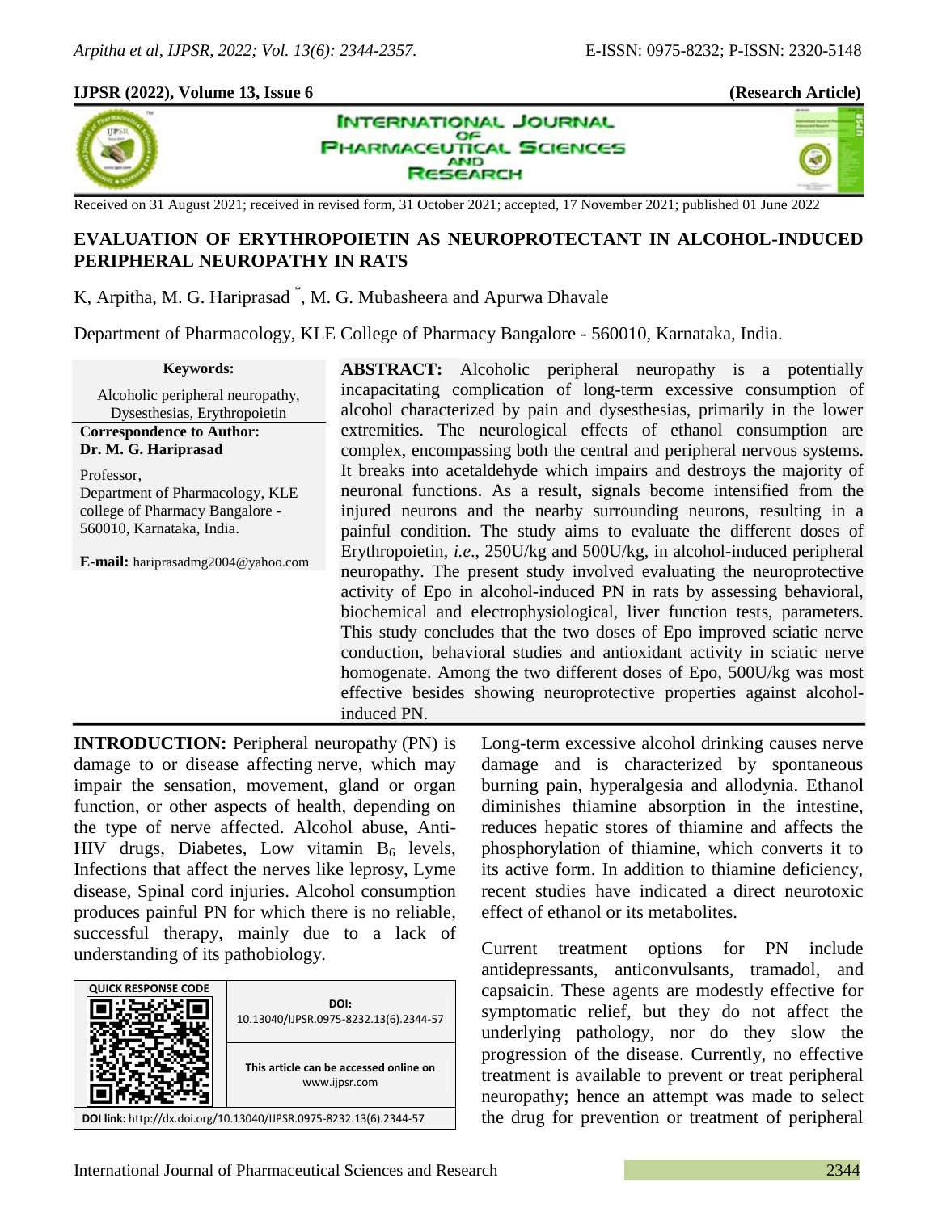**(Research Article)**

Received on 31 August 2021; received in revised form, 31 October 2021; accepted, 17 November 2021; published 01 June 2022

# EVALUATION OF ERYTHROPOIETIN AS NEUROPROTECTANT IN ALCOHOL-INDUCED PERIPHERAL NEUROPATHY IN RATS

K, Arpitha, M. G. Hariprasad *, M. G. Mubasheera and Apurwa Dhavale

Department of Pharmacology, KLE College of Pharmacy Bangalore - 560010, Karnataka, India.

**Keywords:**

Alcoholic peripheral neuropathy, Dysesthesias, Erythropoietin

**Correspondence to Author:**
**Dr. M. G. Hariprasad**

Professor,
Department of Pharmacology, KLE college of Pharmacy Bangalore - 560010, Karnataka, India.

**E-mail:** hariprasadmg2004@yahoo.com

**ABSTRACT:** Alcoholic peripheral neuropathy is a potentially incapacitating complication of long-term excessive consumption of alcohol characterized by pain and dysesthesias, primarily in the lower extremities. The neurological effects of ethanol consumption are complex, encompassing both the central and peripheral nervous systems. It breaks into acetaldehyde which impairs and destroys the majority of neuronal functions. As a result, signals become intensified from the injured neurons and the nearby surrounding neurons, resulting in a painful condition. The study aims to evaluate the different doses of Erythropoietin, *i.e.*, 250U/kg and 500U/kg, in alcohol-induced peripheral neuropathy. The present study involved evaluating the neuroprotective activity of Epo in alcohol-induced PN in rats by assessing behavioral, biochemical and electrophysiological, liver function tests, parameters. This study concludes that the two doses of Epo improved sciatic nerve conduction, behavioral studies and antioxidant activity in sciatic nerve homogenate. Among the two different doses of Epo, 500U/kg was most effective besides showing neuroprotective properties against alcohol-induced PN.

**INTRODUCTION:** Peripheral neuropathy (PN) is damage to or disease affecting nerve, which may impair the sensation, movement, gland or organ function, or other aspects of health, depending on the type of nerve affected. Alcohol abuse, Anti-HIV drugs, Diabetes, Low vitamin $B_6$ levels, Infections that affect the nerves like leprosy, Lyme disease, Spinal cord injuries. Alcohol consumption produces painful PN for which there is no reliable, successful therapy, mainly due to a lack of understanding of its pathobiology.

| QUICK RESPONSE CODE | DOI: 10.13040/IJPSR.0975-8232.13(6).2344-57 |
|---|---|
| | This article can be accessed online on www.ijpsr.com |
| DOI link: http://dx.doi.org/10.13040/IJPSR.0975-8232.13(6).2344-57 | |

Long-term excessive alcohol drinking causes nerve damage and is characterized by spontaneous burning pain, hyperalgesia and allodynia. Ethanol diminishes thiamine absorption in the intestine, reduces hepatic stores of thiamine and affects the phosphorylation of thiamine, which converts it to its active form. In addition to thiamine deficiency, recent studies have indicated a direct neurotoxic effect of ethanol or its metabolites.

Current treatment options for PN include antidepressants, anticonvulsants, tramadol, and capsaicin. These agents are modestly effective for symptomatic relief, but they do not affect the underlying pathology, nor do they slow the progression of the disease. Currently, no effective treatment is available to prevent or treat peripheral neuropathy; hence an attempt was made to select the drug for prevention or treatment of peripheral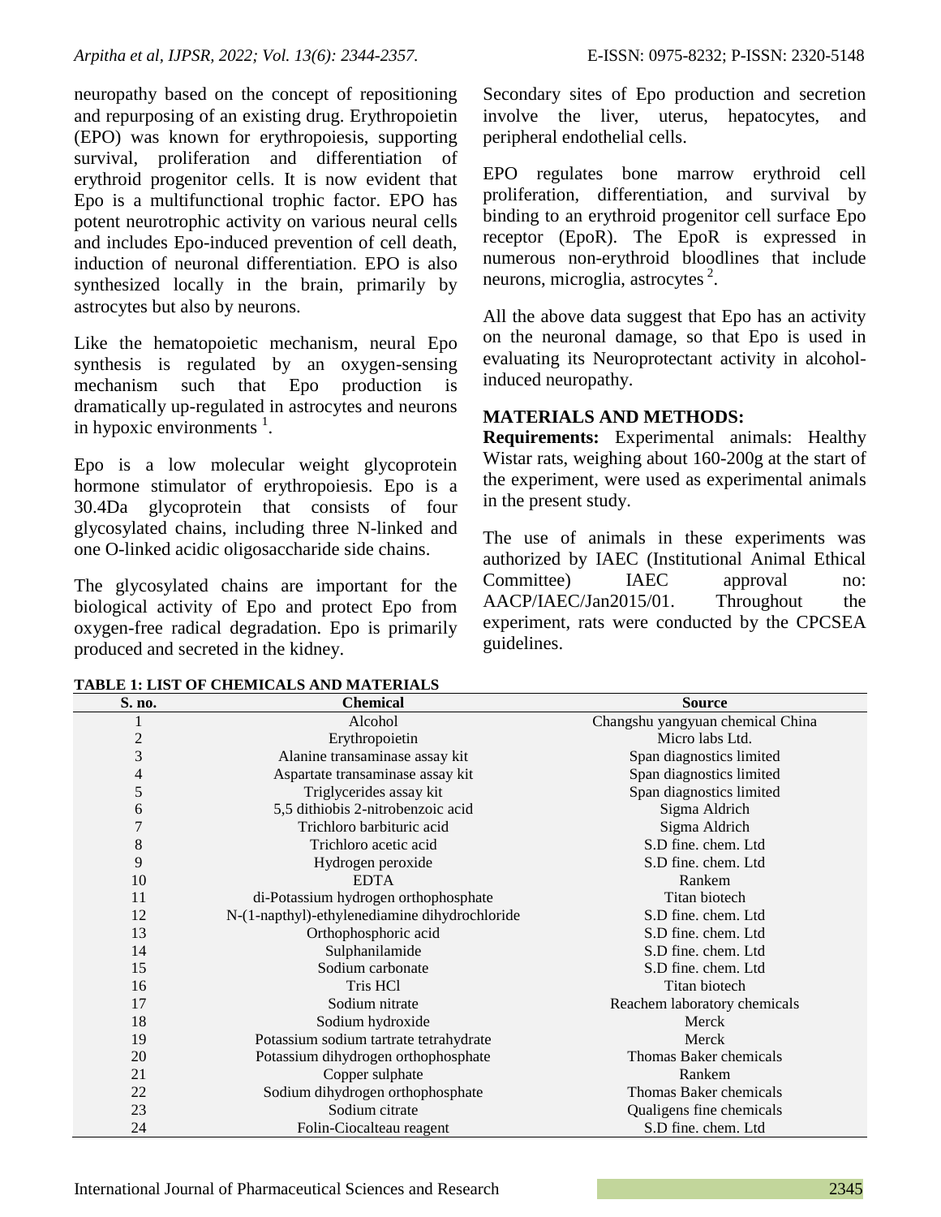neuropathy based on the concept of repositioning and repurposing of an existing drug. Erythropoietin (EPO) was known for erythropoiesis, supporting survival, proliferation and differentiation of erythroid progenitor cells. It is now evident that Epo is a multifunctional trophic factor. EPO has potent neurotrophic activity on various neural cells and includes Epo-induced prevention of cell death, induction of neuronal differentiation. EPO is also synthesized locally in the brain, primarily by astrocytes but also by neurons.

Like the hematopoietic mechanism, neural Epo synthesis is regulated by an oxygen-sensing mechanism such that Epo production is dramatically up-regulated in astrocytes and neurons in hypoxic environments [1].

Epo is a low molecular weight glycoprotein hormone stimulator of erythropoiesis. Epo is a 30.4Da glycoprotein that consists of four glycosylated chains, including three N-linked and one O-linked acidic oligosaccharide side chains.

The glycosylated chains are important for the biological activity of Epo and protect Epo from oxygen-free radical degradation. Epo is primarily produced and secreted in the kidney. Secondary sites of Epo production and secretion involve the liver, uterus, hepatocytes, and peripheral endothelial cells.

EPO regulates bone marrow erythroid cell proliferation, differentiation, and survival by binding to an erythroid progenitor cell surface Epo receptor (EpoR). The EpoR is expressed in numerous non-erythroid bloodlines that include neurons, microglia, astrocytes [2].

All the above data suggest that Epo has an activity on the neuronal damage, so that Epo is used in evaluating its Neuroprotectant activity in alcohol-induced neuropathy.

## MATERIALS AND METHODS:

**Requirements:** Experimental animals: Healthy Wistar rats, weighing about 160-200g at the start of the experiment, were used as experimental animals in the present study.

The use of animals in these experiments was authorized by IAEC (Institutional Animal Ethical Committee) IAEC approval no: AACP/IAEC/Jan2015/01. Throughout the experiment, rats were conducted by the CPCSEA guidelines.

**TABLE 1: LIST OF CHEMICALS AND MATERIALS**

| S. no. | Chemical | Source |
|---|---|---|
| 1 | Alcohol | Changshu yangyuan chemical China |
| 2 | Erythropoietin | Micro labs Ltd. |
| 3 | Alanine transaminase assay kit | Span diagnostics limited |
| 4 | Aspartate transaminase assay kit | Span diagnostics limited |
| 5 | Triglycerides assay kit | Span diagnostics limited |
| 6 | 5,5 dithiobis 2-nitrobenzoic acid | Sigma Aldrich |
| 7 | Trichloro barbituric acid | Sigma Aldrich |
| 8 | Trichloro acetic acid | S.D fine. chem. Ltd |
| 9 | Hydrogen peroxide | S.D fine. chem. Ltd |
| 10 | EDTA | Rankem |
| 11 | di-Potassium hydrogen orthophosphate | Titan biotech |
| 12 | N-(1-napthyl)-ethylenediamine dihydrochloride | S.D fine. chem. Ltd |
| 13 | Orthophosphoric acid | S.D fine. chem. Ltd |
| 14 | Sulphanilamide | S.D fine. chem. Ltd |
| 15 | Sodium carbonate | S.D fine. chem. Ltd |
| 16 | Tris HCl | Titan biotech |
| 17 | Sodium nitrate | Reachem laboratory chemicals |
| 18 | Sodium hydroxide | Merck |
| 19 | Potassium sodium tartrate tetrahydrate | Merck |
| 20 | Potassium dihydrogen orthophosphate | Thomas Baker chemicals |
| 21 | Copper sulphate | Rankem |
| 22 | Sodium dihydrogen orthophosphate | Thomas Baker chemicals |
| 23 | Sodium citrate | Qualigens fine chemicals |
| 24 | Folin-Ciocalteau reagent | S.D fine. chem. Ltd |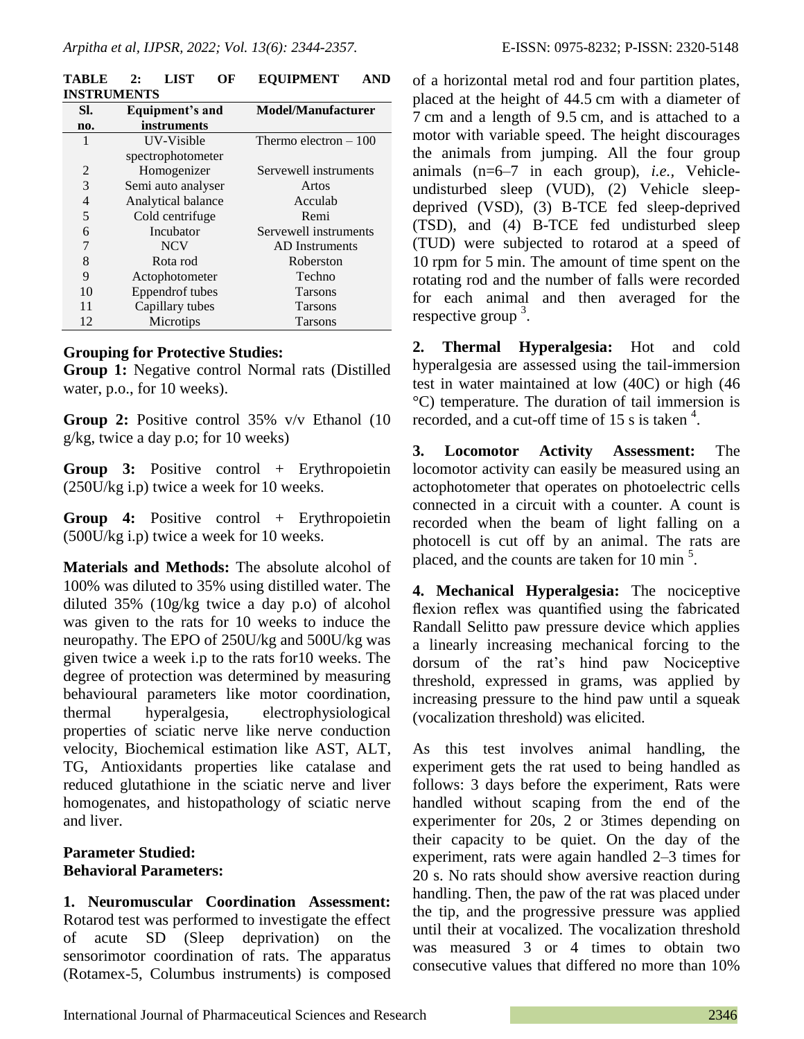**TABLE 2: LIST OF EQUIPMENT AND INSTRUMENTS**

| Sl. no. | Equipment's and instruments | Model/Manufacturer |
|---|---|---|
| 1 | UV-Visible spectrophotometer | Thermo electron – 100 |
| 2 | Homogenizer | Servewell instruments |
| 3 | Semi auto analyser | Artos |
| 4 | Analytical balance | Acculab |
| 5 | Cold centrifuge | Remi |
| 6 | Incubator | Servewell instruments |
| 7 | NCV | AD Instruments |
| 8 | Rota rod | Roberston |
| 9 | Actophotometer | Techno |
| 10 | Eppendrof tubes | Tarsons |
| 11 | Capillary tubes | Tarsons |
| 12 | Microtips | Tarsons |

**Grouping for Protective Studies:**

**Group 1:** Negative control Normal rats (Distilled water, p.o., for 10 weeks).

**Group 2:** Positive control 35% v/v Ethanol (10 g/kg, twice a day p.o; for 10 weeks)

**Group 3:** Positive control + Erythropoietin (250U/kg i.p) twice a week for 10 weeks.

**Group 4:** Positive control + Erythropoietin (500U/kg i.p) twice a week for 10 weeks.

**Materials and Methods:** The absolute alcohol of 100% was diluted to 35% using distilled water. The diluted 35% (10g/kg twice a day p.o) of alcohol was given to the rats for 10 weeks to induce the neuropathy. The EPO of 250U/kg and 500U/kg was given twice a week i.p to the rats for10 weeks. The degree of protection was determined by measuring behavioural parameters like motor coordination, thermal hyperalgesia, electrophysiological properties of sciatic nerve like nerve conduction velocity, Biochemical estimation like AST, ALT, TG, Antioxidants properties like catalase and reduced glutathione in the sciatic nerve and liver homogenates, and histopathology of sciatic nerve and liver.

**Parameter Studied:**
**Behavioral Parameters:**

**1. Neuromuscular Coordination Assessment:** Rotarod test was performed to investigate the effect of acute SD (Sleep deprivation) on the sensorimotor coordination of rats. The apparatus (Rotamex-5, Columbus instruments) is composed of a horizontal metal rod and four partition plates, placed at the height of 44.5 cm with a diameter of 7 cm and a length of 9.5 cm, and is attached to a motor with variable speed. The height discourages the animals from jumping. All the four group animals (n=6–7 in each group), *i.e.*, Vehicle-undisturbed sleep (VUD), (2) Vehicle sleep-deprived (VSD), (3) B-TCE fed sleep-deprived (TSD), and (4) B-TCE fed undisturbed sleep (TUD) were subjected to rotarod at a speed of 10 rpm for 5 min. The amount of time spent on the rotating rod and the number of falls were recorded for each animal and then averaged for the respective group [3].

**2. Thermal Hyperalgesia:** Hot and cold hyperalgesia are assessed using the tail-immersion test in water maintained at low (40C) or high (46 °C) temperature. The duration of tail immersion is recorded, and a cut-off time of 15 s is taken [4].

**3. Locomotor Activity Assessment:** The locomotor activity can easily be measured using an actophotometer that operates on photoelectric cells connected in a circuit with a counter. A count is recorded when the beam of light falling on a photocell is cut off by an animal. The rats are placed, and the counts are taken for 10 min [5].

**4. Mechanical Hyperalgesia:** The nociceptive flexion reflex was quantified using the fabricated Randall Selitto paw pressure device which applies a linearly increasing mechanical forcing to the dorsum of the rat's hind paw Nociceptive threshold, expressed in grams, was applied by increasing pressure to the hind paw until a squeak (vocalization threshold) was elicited.

As this test involves animal handling, the experiment gets the rat used to being handled as follows: 3 days before the experiment, Rats were handled without scaping from the end of the experimenter for 20s, 2 or 3times depending on their capacity to be quiet. On the day of the experiment, rats were again handled 2–3 times for 20 s. No rats should show aversive reaction during handling. Then, the paw of the rat was placed under the tip, and the progressive pressure was applied until their at vocalized. The vocalization threshold was measured 3 or 4 times to obtain two consecutive values that differed no more than 10%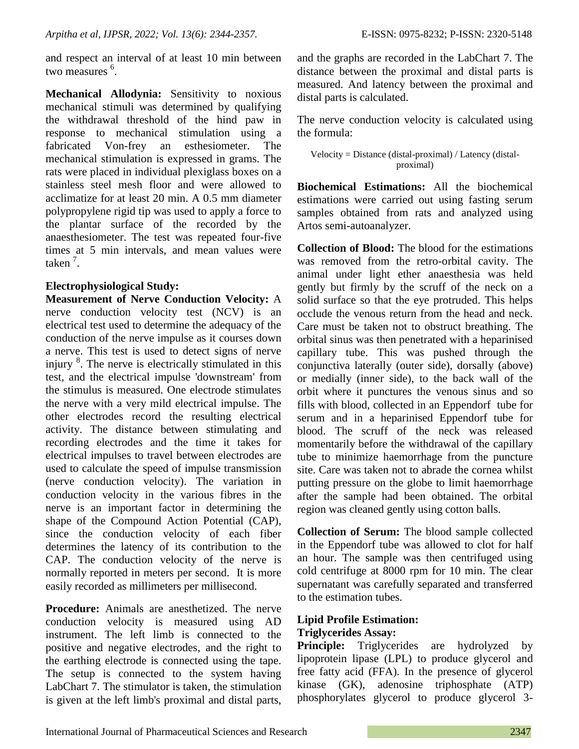and respect an interval of at least 10 min between two measures [6].

**Mechanical Allodynia:** Sensitivity to noxious mechanical stimuli was determined by qualifying the withdrawal threshold of the hind paw in response to mechanical stimulation using a fabricated Von-frey an esthesiometer. The mechanical stimulation is expressed in grams. The rats were placed in individual plexiglass boxes on a stainless steel mesh floor and were allowed to acclimatize for at least 20 min. A 0.5 mm diameter polypropylene rigid tip was used to apply a force to the plantar surface of the recorded by the anaesthesiometer. The test was repeated four-five times at 5 min intervals, and mean values were taken [7].

**Electrophysiological Study:**

**Measurement of Nerve Conduction Velocity:** A nerve conduction velocity test (NCV) is an electrical test used to determine the adequacy of the conduction of the nerve impulse as it courses down a nerve. This test is used to detect signs of nerve injury [8]. The nerve is electrically stimulated in this test, and the electrical impulse 'downstream' from the stimulus is measured. One electrode stimulates the nerve with a very mild electrical impulse. The other electrodes record the resulting electrical activity. The distance between stimulating and recording electrodes and the time it takes for electrical impulses to travel between electrodes are used to calculate the speed of impulse transmission (nerve conduction velocity). The variation in conduction velocity in the various fibres in the nerve is an important factor in determining the shape of the Compound Action Potential (CAP), since the conduction velocity of each fiber determines the latency of its contribution to the CAP. The conduction velocity of the nerve is normally reported in meters per second. It is more easily recorded as millimeters per millisecond.

**Procedure:** Animals are anesthetized. The nerve conduction velocity is measured using AD instrument. The left limb is connected to the positive and negative electrodes, and the right to the earthing electrode is connected using the tape. The setup is connected to the system having LabChart 7. The stimulator is taken, the stimulation is given at the left limb's proximal and distal parts, and the graphs are recorded in the LabChart 7. The distance between the proximal and distal parts is measured. And latency between the proximal and distal parts is calculated.

The nerve conduction velocity is calculated using the formula:

Velocity = Distance (distal-proximal) / Latency (distal-proximal)

**Biochemical Estimations:** All the biochemical estimations were carried out using fasting serum samples obtained from rats and analyzed using Artos semi-autoanalyzer.

**Collection of Blood:** The blood for the estimations was removed from the retro-orbital cavity. The animal under light ether anaesthesia was held gently but firmly by the scruff of the neck on a solid surface so that the eye protruded. This helps occlude the venous return from the head and neck. Care must be taken not to obstruct breathing. The orbital sinus was then penetrated with a heparinised capillary tube. This was pushed through the conjunctiva laterally (outer side), dorsally (above) or medially (inner side), to the back wall of the orbit where it punctures the venous sinus and so fills with blood, collected in an Eppendorf tube for serum and in a heparinised Eppendorf tube for blood. The scruff of the neck was released momentarily before the withdrawal of the capillary tube to minimize haemorrhage from the puncture site. Care was taken not to abrade the cornea whilst putting pressure on the globe to limit haemorrhage after the sample had been obtained. The orbital region was cleaned gently using cotton balls.

**Collection of Serum:** The blood sample collected in the Eppendorf tube was allowed to clot for half an hour. The sample was then centrifuged using cold centrifuge at 8000 rpm for 10 min. The clear supernatant was carefully separated and transferred to the estimation tubes.

**Lipid Profile Estimation:**

**Triglycerides Assay:**

**Principle:** Triglycerides are hydrolyzed by lipoprotein lipase (LPL) to produce glycerol and free fatty acid (FFA). In the presence of glycerol kinase (GK), adenosine triphosphate (ATP) phosphorylates glycerol to produce glycerol 3-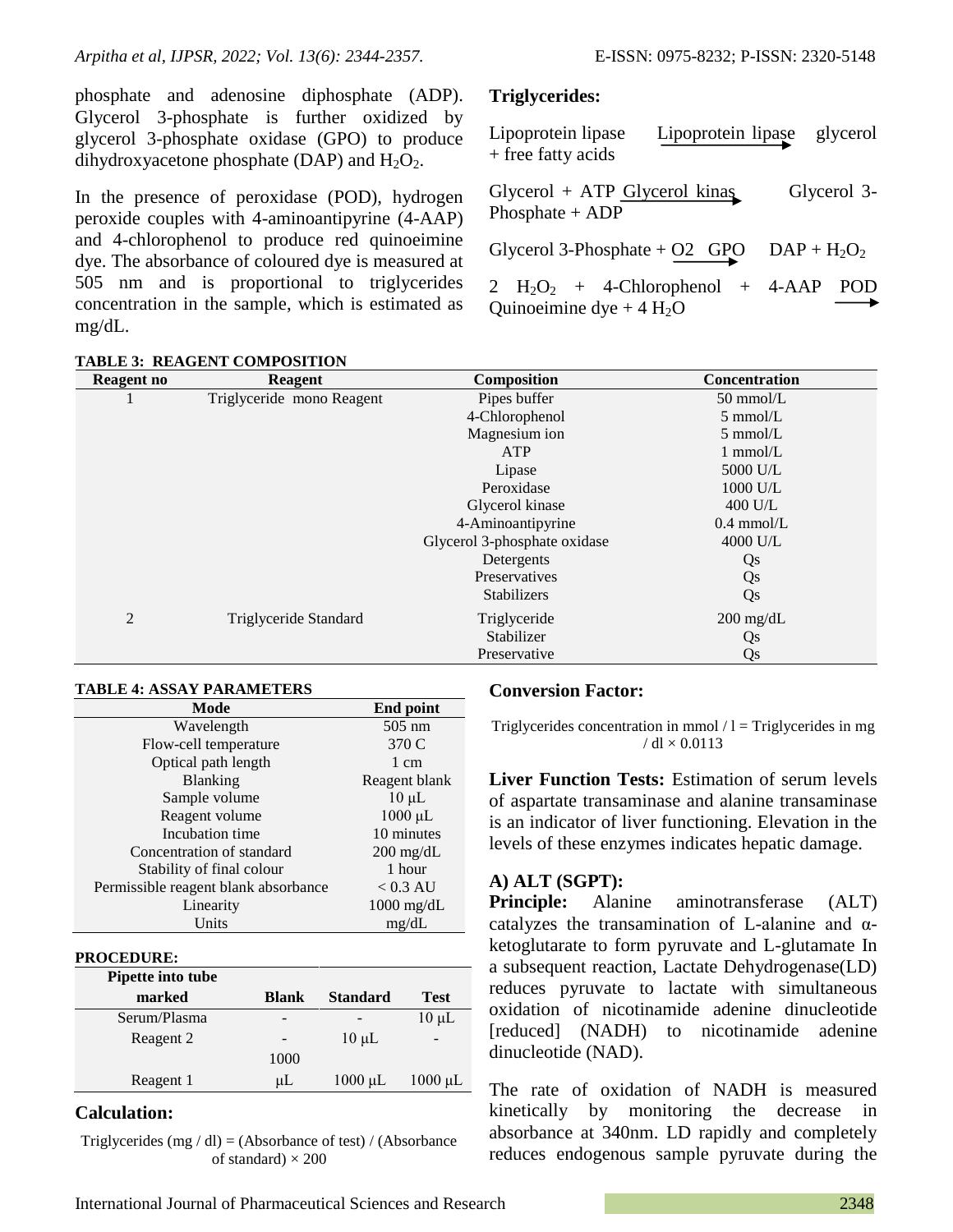phosphate and adenosine diphosphate (ADP). Glycerol 3-phosphate is further oxidized by glycerol 3-phosphate oxidase (GPO) to produce dihydroxyacetone phosphate (DAP) and $H_2O_2$.

In the presence of peroxidase (POD), hydrogen peroxide couples with 4-aminoantipyrine (4-AAP) and 4-chlorophenol to produce red quinoeimine dye. The absorbance of coloured dye is measured at 505 nm and is proportional to triglycerides concentration in the sample, which is estimated as mg/dL.

**Triglycerides:**

Lipoprotein lipase $\xrightarrow{\text{Lipoprotein lipase}}$ glycerol + free fatty acids

Glycerol + ATP $\xrightarrow{\text{Glycerol kinas}}$ Glycerol 3-Phosphate + ADP

Glycerol 3-Phosphate + $O_2$ $\xrightarrow{\text{GPO}}$ DAP + $H_2O_2$

2 $H_2O_2$ + 4-Chlorophenol + 4-AAP $\xrightarrow{\text{POD}}$ Quinoeimine dye + 4 $H_2O$

**TABLE 3: REAGENT COMPOSITION**

| Reagent no | Reagent | Composition | Concentration |
|---|---|---|---|
| 1 | Triglyceride mono Reagent | Pipes buffer | 50 mmol/L |
| | | 4-Chlorophenol | 5 mmol/L |
| | | Magnesium ion | 5 mmol/L |
| | | ATP | 1 mmol/L |
| | | Lipase | 5000 U/L |
| | | Peroxidase | 1000 U/L |
| | | Glycerol kinase | 400 U/L |
| | | 4-Aminoantipyrine | 0.4 mmol/L |
| | | Glycerol 3-phosphate oxidase | 4000 U/L |
| | | Detergents | Qs |
| | | Preservatives | Qs |
| | | Stabilizers | Qs |
| 2 | Triglyceride Standard | Triglyceride | 200 mg/dL |
| | | Stabilizer | Qs |
| | | Preservative | Qs |

**TABLE 4: ASSAY PARAMETERS**

| Mode | End point |
|---|---|
| Wavelength | 505 nm |
| Flow-cell temperature | 370 C |
| Optical path length | 1 cm |
| Blanking | Reagent blank |
| Sample volume | 10 µL |
| Reagent volume | 1000 µL |
| Incubation time | 10 minutes |
| Concentration of standard | 200 mg/dL |
| Stability of final colour | 1 hour |
| Permissible reagent blank absorbance | < 0.3 AU |
| Linearity | 1000 mg/dL |
| Units | mg/dL |

**PROCEDURE:**

| Pipette into tube marked | Blank | Standard | Test |
|---|---|---|---|
| Serum/Plasma | - | - | 10 µL |
| Reagent 2 | - | 10 µL | - |
| Reagent 1 | 1000 µL | 1000 µL | 1000 µL |

**Calculation:**

Triglycerides (mg / dl) = (Absorbance of test) / (Absorbance of standard) × 200

**Conversion Factor:**

Triglycerides concentration in mmol / l = Triglycerides in mg / dl × 0.0113

**Liver Function Tests:** Estimation of serum levels of aspartate transaminase and alanine transaminase is an indicator of liver functioning. Elevation in the levels of these enzymes indicates hepatic damage.

**A) ALT (SGPT):**

**Principle:** Alanine aminotransferase (ALT) catalyzes the transamination of L-alanine and α-ketoglutarate to form pyruvate and L-glutamate In a subsequent reaction, Lactate Dehydrogenase(LD) reduces pyruvate to lactate with simultaneous oxidation of nicotinamide adenine dinucleotide [reduced] (NADH) to nicotinamide adenine dinucleotide (NAD).

The rate of oxidation of NADH is measured kinetically by monitoring the decrease in absorbance at 340nm. LD rapidly and completely reduces endogenous sample pyruvate during the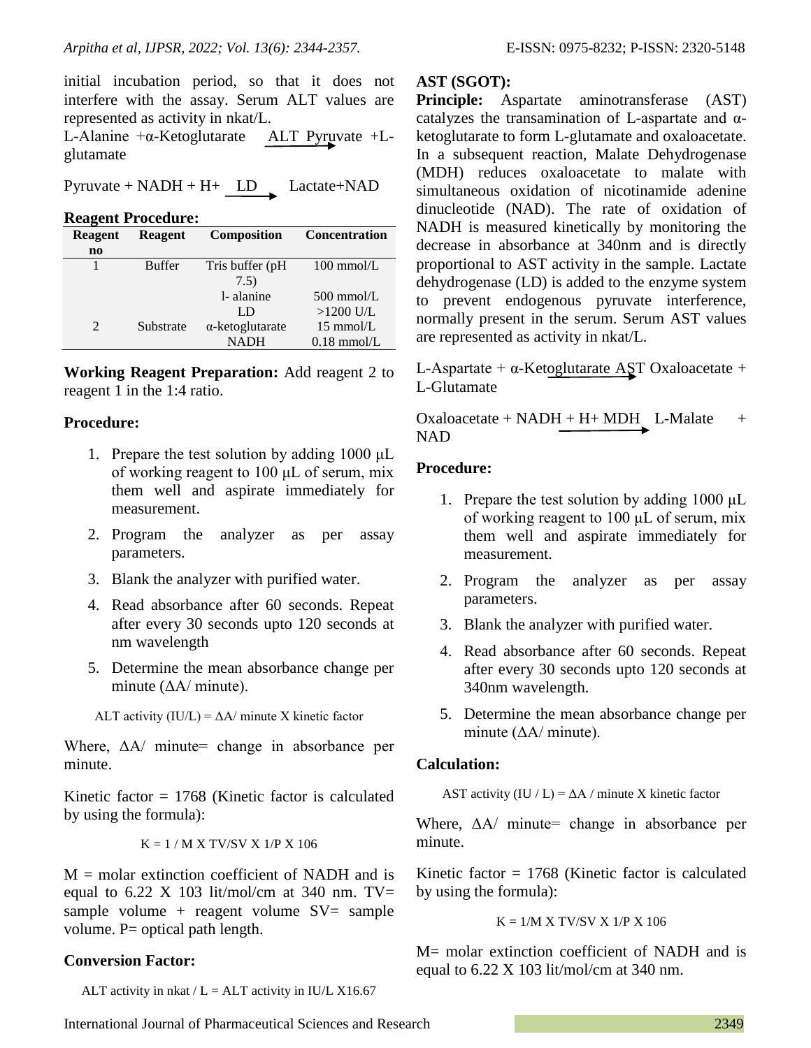initial incubation period, so that it does not interfere with the assay. Serum ALT values are represented as activity in nkat/L.

L-Alanine +α-Ketoglutarate $\xrightarrow{\text{ALT}}$ Pyruvate +L-glutamate

Pyruvate + NADH + H+ $\xrightarrow{\text{LD}}$ Lactate+NAD

**Reagent Procedure:**

| Reagent no | Reagent | Composition | Concentration |
|---|---|---|---|
| 1 | Buffer | Tris buffer (pH 7.5) | 100 mmol/L |
| | | l- alanine | 500 mmol/L |
| | | LD | >1200 U/L |
| 2 | Substrate | α-ketoglutarate | 15 mmol/L |
| | | NADH | 0.18 mmol/L |

**Working Reagent Preparation:** Add reagent 2 to reagent 1 in the 1:4 ratio.

**Procedure:**

1. Prepare the test solution by adding 1000 μL of working reagent to 100 μL of serum, mix them well and aspirate immediately for measurement.
2. Program the analyzer as per assay parameters.
3. Blank the analyzer with purified water.
4. Read absorbance after 60 seconds. Repeat after every 30 seconds upto 120 seconds at nm wavelength
5. Determine the mean absorbance change per minute (ΔA/ minute).

ALT activity (IU/L) = ΔA/ minute X kinetic factor

Where, ΔA/ minute= change in absorbance per minute.

Kinetic factor = 1768 (Kinetic factor is calculated by using the formula):

$$K = 1 / M \times TV/SV \times 1/P \times 10^6$$

M = molar extinction coefficient of NADH and is equal to $6.22 \times 10^3$ lit/mol/cm at 340 nm. TV= sample volume + reagent volume SV= sample volume. P= optical path length.

**Conversion Factor:**

ALT activity in nkat / L = ALT activity in IU/L X16.67

**AST (SGOT):**

**Principle:** Aspartate aminotransferase (AST) catalyzes the transamination of L-aspartate and α-ketoglutarate to form L-glutamate and oxaloacetate. In a subsequent reaction, Malate Dehydrogenase (MDH) reduces oxaloacetate to malate with simultaneous oxidation of nicotinamide adenine dinucleotide (NAD). The rate of oxidation of NADH is measured kinetically by monitoring the decrease in absorbance at 340nm and is directly proportional to AST activity in the sample. Lactate dehydrogenase (LD) is added to the enzyme system to prevent endogenous pyruvate interference, normally present in the serum. Serum AST values are represented as activity in nkat/L.

L-Aspartate + α-Ketoglutarate $\xrightarrow{\text{AST}}$ Oxaloacetate + L-Glutamate

Oxaloacetate + NADH + H+ $\xrightarrow{\text{MDH}}$ L-Malate + NAD

**Procedure:**

1. Prepare the test solution by adding 1000 μL of working reagent to 100 μL of serum, mix them well and aspirate immediately for measurement.
2. Program the analyzer as per assay parameters.
3. Blank the analyzer with purified water.
4. Read absorbance after 60 seconds. Repeat after every 30 seconds upto 120 seconds at 340nm wavelength.
5. Determine the mean absorbance change per minute (ΔA/ minute).

**Calculation:**

AST activity (IU / L) = ΔA / minute X kinetic factor

Where, ΔA/ minute= change in absorbance per minute.

Kinetic factor = 1768 (Kinetic factor is calculated by using the formula):

$$K = 1/M \times TV/SV \times 1/P \times 10^6$$

M= molar extinction coefficient of NADH and is equal to $6.22 \times 10^3$ lit/mol/cm at 340 nm.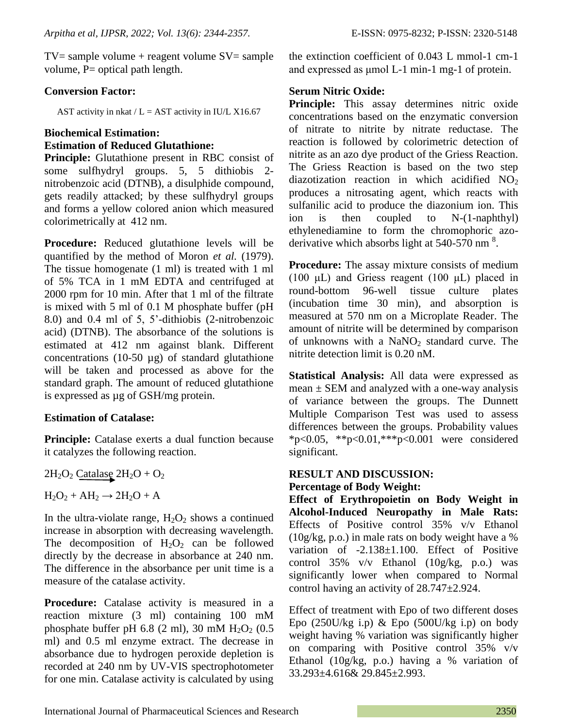TV= sample volume + reagent volume SV= sample volume, P= optical path length.

**Conversion Factor:**

AST activity in nkat / L = AST activity in IU/L X16.67

**Biochemical Estimation:**

**Estimation of Reduced Glutathione:**

**Principle:** Glutathione present in RBC consist of some sulfhydryl groups. 5, 5 dithiobis 2-nitrobenzoic acid (DTNB), a disulphide compound, gets readily attacked; by these sulfhydryl groups and forms a yellow colored anion which measured colorimetrically at 412 nm.

**Procedure:** Reduced glutathione levels will be quantified by the method of Moron *et al.* (1979). The tissue homogenate (1 ml) is treated with 1 ml of 5% TCA in 1 mM EDTA and centrifuged at 2000 rpm for 10 min. After that 1 ml of the filtrate is mixed with 5 ml of 0.1 M phosphate buffer (pH 8.0) and 0.4 ml of 5, 5'-dithiobis (2-nitrobenzoic acid) (DTNB). The absorbance of the solutions is estimated at 412 nm against blank. Different concentrations (10-50 µg) of standard glutathione will be taken and processed as above for the standard graph. The amount of reduced glutathione is expressed as µg of GSH/mg protein.

**Estimation of Catalase:**

**Principle:** Catalase exerts a dual function because it catalyzes the following reaction.

$$2H_2O_2 \xrightarrow{\text{Catalase}} 2H_2O + O_2$$

$$H_2O_2 + AH_2 \rightarrow 2H_2O + A$$

In the ultra-violate range, $H_2O_2$ shows a continued increase in absorption with decreasing wavelength. The decomposition of $H_2O_2$ can be followed directly by the decrease in absorbance at 240 nm. The difference in the absorbance per unit time is a measure of the catalase activity.

**Procedure:** Catalase activity is measured in a reaction mixture (3 ml) containing 100 mM phosphate buffer pH 6.8 (2 ml), 30 mM $H_2O_2$ (0.5 ml) and 0.5 ml enzyme extract. The decrease in absorbance due to hydrogen peroxide depletion is recorded at 240 nm by UV-VIS spectrophotometer for one min. Catalase activity is calculated by using the extinction coefficient of 0.043 L mmol-1 cm-1 and expressed as µmol L-1 min-1 mg-1 of protein.

**Serum Nitric Oxide:**

**Principle:** This assay determines nitric oxide concentrations based on the enzymatic conversion of nitrate to nitrite by nitrate reductase. The reaction is followed by colorimetric detection of nitrite as an azo dye product of the Griess Reaction. The Griess Reaction is based on the two step diazotization reaction in which acidified $NO_2$ produces a nitrosating agent, which reacts with sulfanilic acid to produce the diazonium ion. This ion is then coupled to N-(1-naphthyl) ethylenediamine to form the chromophoric azo-derivative which absorbs light at 540-570 nm [8].

**Procedure:** The assay mixture consists of medium (100 µL) and Griess reagent (100 µL) placed in round-bottom 96-well tissue culture plates (incubation time 30 min), and absorption is measured at 570 nm on a Microplate Reader. The amount of nitrite will be determined by comparison of unknowns with a $NaNO_2$ standard curve. The nitrite detection limit is 0.20 nM.

**Statistical Analysis:** All data were expressed as mean ± SEM and analyzed with a one-way analysis of variance between the groups. The Dunnett Multiple Comparison Test was used to assess differences between the groups. Probability values *p<0.05, **p<0.01,***p<0.001 were considered significant.

## RESULT AND DISCUSSION:

**Percentage of Body Weight:**

**Effect of Erythropoietin on Body Weight in Alcohol-Induced Neuropathy in Male Rats:** Effects of Positive control 35% v/v Ethanol (10g/kg, p.o.) in male rats on body weight have a % variation of -2.138±1.100. Effect of Positive control 35% v/v Ethanol (10g/kg, p.o.) was significantly lower when compared to Normal control having an activity of 28.747±2.924.

Effect of treatment with Epo of two different doses Epo (250U/kg i.p) & Epo (500U/kg i.p) on body weight having % variation was significantly higher on comparing with Positive control 35% v/v Ethanol (10g/kg, p.o.) having a % variation of 33.293±4.616& 29.845±2.993.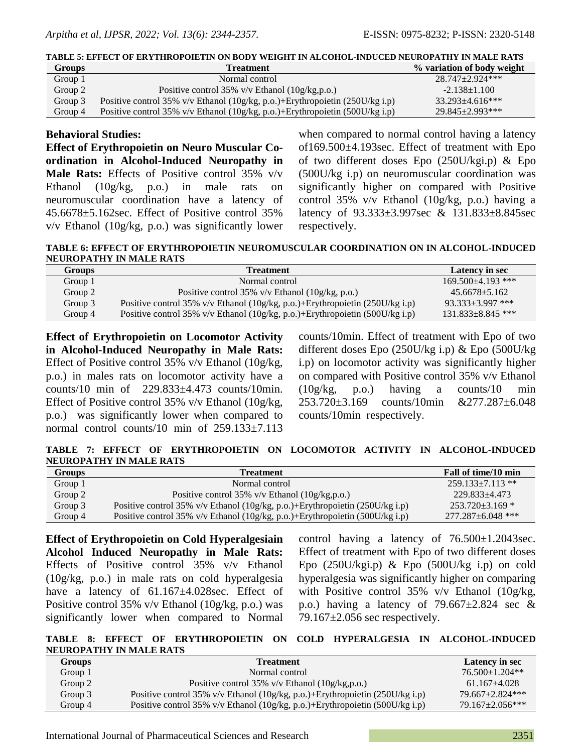**TABLE 5: EFFECT OF ERYTHROPOIETIN ON BODY WEIGHT IN ALCOHOL-INDUCED NEUROPATHY IN MALE RATS**

| Groups | Treatment | % variation of body weight |
|---|---|---|
| Group 1 | Normal control | 28.747±2.924*** |
| Group 2 | Positive control 35% v/v Ethanol (10g/kg,p.o.) | -2.138±1.100 |
| Group 3 | Positive control 35% v/v Ethanol (10g/kg, p.o.)+Erythropoietin (250U/kg i.p) | 33.293±4.616*** |
| Group 4 | Positive control 35% v/v Ethanol (10g/kg, p.o.)+Erythropoietin (500U/kg i.p) | 29.845±2.993*** |

**Behavioral Studies:**

**Effect of Erythropoietin on Neuro Muscular Co-ordination in Alcohol-Induced Neuropathy in Male Rats:** Effects of Positive control 35% v/v Ethanol (10g/kg, p.o.) in male rats on neuromuscular coordination have a latency of 45.6678±5.162sec. Effect of Positive control 35% v/v Ethanol (10g/kg, p.o.) was significantly lower when compared to normal control having a latency of169.500±4.193sec. Effect of treatment with Epo of two different doses Epo (250U/kgi.p) & Epo (500U/kg i.p) on neuromuscular coordination was significantly higher on compared with Positive control 35% v/v Ethanol (10g/kg, p.o.) having a latency of 93.333±3.997sec & 131.833±8.845sec respectively.

**TABLE 6: EFFECT OF ERYTHROPOIETIN NEUROMUSCULAR COORDINATION ON IN ALCOHOL-INDUCED NEUROPATHY IN MALE RATS**

| Groups | Treatment | Latency in sec |
|---|---|---|
| Group 1 | Normal control | 169.500±4.193 *** |
| Group 2 | Positive control 35% v/v Ethanol (10g/kg, p.o.) | 45.6678±5.162 |
| Group 3 | Positive control 35% v/v Ethanol (10g/kg, p.o.)+Erythropoietin (250U/kg i.p) | 93.333±3.997 *** |
| Group 4 | Positive control 35% v/v Ethanol (10g/kg, p.o.)+Erythropoietin (500U/kg i.p) | 131.833±8.845 *** |

**Effect of Erythropoietin on Locomotor Activity in Alcohol-Induced Neuropathy in Male Rats:** Effect of Positive control 35% v/v Ethanol (10g/kg, p.o.) in males rats on locomotor activity have a counts/10 min of 229.833±4.473 counts/10min. Effect of Positive control 35% v/v Ethanol (10g/kg, p.o.) was significantly lower when compared to normal control counts/10 min of 259.133±7.113 counts/10min. Effect of treatment with Epo of two different doses Epo (250U/kg i.p) & Epo (500U/kg i.p) on locomotor activity was significantly higher on compared with Positive control 35% v/v Ethanol (10g/kg, p.o.) having a counts/10 min 253.720±3.169 counts/10min &277.287±6.048 counts/10min respectively.

**TABLE 7: EFFECT OF ERYTHROPOIETIN ON LOCOMOTOR ACTIVITY IN ALCOHOL-INDUCED NEUROPATHY IN MALE RATS**

| Groups | Treatment | Fall of time/10 min |
|---|---|---|
| Group 1 | Normal control | 259.133±7.113 ** |
| Group 2 | Positive control 35% v/v Ethanol (10g/kg,p.o.) | 229.833±4.473 |
| Group 3 | Positive control 35% v/v Ethanol (10g/kg, p.o.)+Erythropoietin (250U/kg i.p) | 253.720±3.169 * |
| Group 4 | Positive control 35% v/v Ethanol (10g/kg, p.o.)+Erythropoietin (500U/kg i.p) | 277.287±6.048 *** |

**Effect of Erythropoietin on Cold Hyperalgesiain Alcohol Induced Neuropathy in Male Rats:** Effects of Positive control 35% v/v Ethanol (10g/kg, p.o.) in male rats on cold hyperalgesia have a latency of 61.167±4.028sec. Effect of Positive control 35% v/v Ethanol (10g/kg, p.o.) was significantly lower when compared to Normal control having a latency of 76.500±1.2043sec. Effect of treatment with Epo of two different doses Epo (250U/kgi.p) & Epo (500U/kg i.p) on cold hyperalgesia was significantly higher on comparing with Positive control 35% v/v Ethanol (10g/kg, p.o.) having a latency of 79.667±2.824 sec & 79.167±2.056 sec respectively.

**TABLE 8: EFFECT OF ERYTHROPOIETIN ON COLD HYPERALGESIA IN ALCOHOL-INDUCED NEUROPATHY IN MALE RATS**

| Groups | Treatment | Latency in sec |
|---|---|---|
| Group 1 | Normal control | 76.500±1.204** |
| Group 2 | Positive control 35% v/v Ethanol (10g/kg,p.o.) | 61.167±4.028 |
| Group 3 | Positive control 35% v/v Ethanol (10g/kg, p.o.)+Erythropoietin (250U/kg i.p) | 79.667±2.824*** |
| Group 4 | Positive control 35% v/v Ethanol (10g/kg, p.o.)+Erythropoietin (500U/kg i.p) | 79.167±2.056*** |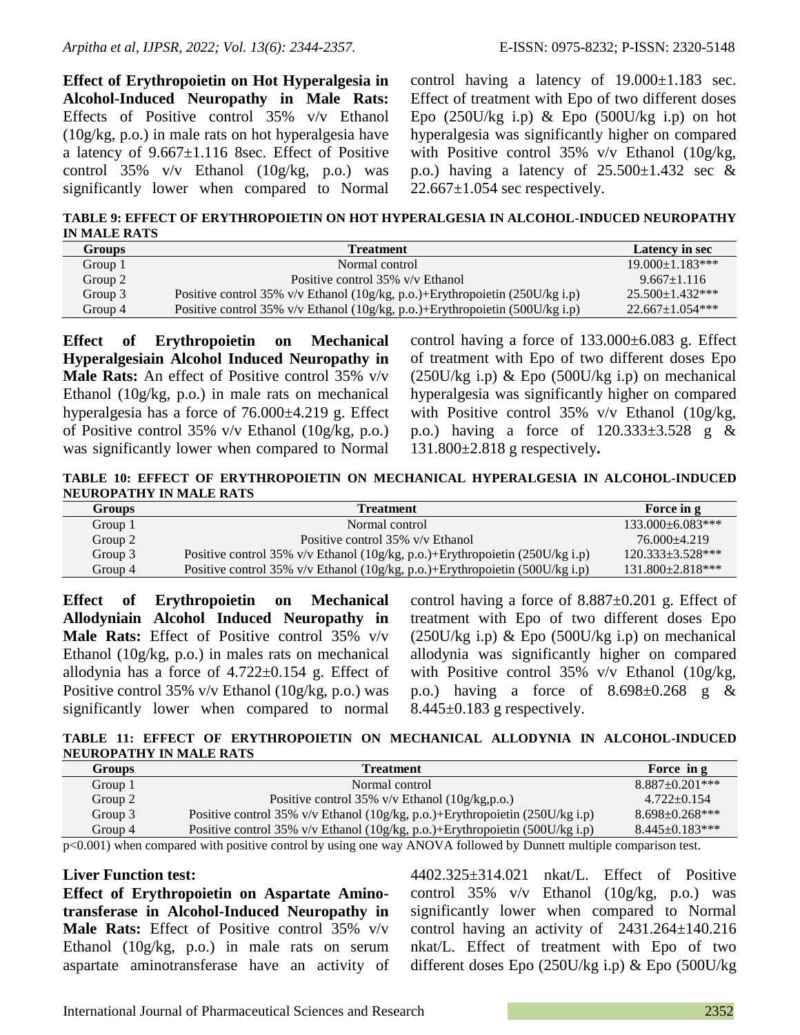**Effect of Erythropoietin on Hot Hyperalgesia in Alcohol-Induced Neuropathy in Male Rats:** Effects of Positive control 35% v/v Ethanol (10g/kg, p.o.) in male rats on hot hyperalgesia have a latency of 9.667±1.116 8sec. Effect of Positive control 35% v/v Ethanol (10g/kg, p.o.) was significantly lower when compared to Normal control having a latency of 19.000±1.183 sec. Effect of treatment with Epo of two different doses Epo (250U/kg i.p) & Epo (500U/kg i.p) on hot hyperalgesia was significantly higher on compared with Positive control 35% v/v Ethanol (10g/kg, p.o.) having a latency of 25.500±1.432 sec & 22.667±1.054 sec respectively.

**TABLE 9: EFFECT OF ERYTHROPOIETIN ON HOT HYPERALGESIA IN ALCOHOL-INDUCED NEUROPATHY IN MALE RATS**

| Groups | Treatment | Latency in sec |
|---|---|---|
| Group 1 | Normal control | 19.000±1.183*** |
| Group 2 | Positive control 35% v/v Ethanol | 9.667±1.116 |
| Group 3 | Positive control 35% v/v Ethanol (10g/kg, p.o.)+Erythropoietin (250U/kg i.p) | 25.500±1.432*** |
| Group 4 | Positive control 35% v/v Ethanol (10g/kg, p.o.)+Erythropoietin (500U/kg i.p) | 22.667±1.054*** |

**Effect of Erythropoietin on Mechanical Hyperalgesiain Alcohol Induced Neuropathy in Male Rats:** An effect of Positive control 35% v/v Ethanol (10g/kg, p.o.) in male rats on mechanical hyperalgesia has a force of 76.000±4.219 g. Effect of Positive control 35% v/v Ethanol (10g/kg, p.o.) was significantly lower when compared to Normal control having a force of 133.000±6.083 g. Effect of treatment with Epo of two different doses Epo (250U/kg i.p) & Epo (500U/kg i.p) on mechanical hyperalgesia was significantly higher on compared with Positive control 35% v/v Ethanol (10g/kg, p.o.) having a force of 120.333±3.528 g & 131.800±2.818 g respectively**.**

**TABLE 10: EFFECT OF ERYTHROPOIETIN ON MECHANICAL HYPERALGESIA IN ALCOHOL-INDUCED NEUROPATHY IN MALE RATS**

| Groups | Treatment | Force in g |
|---|---|---|
| Group 1 | Normal control | 133.000±6.083*** |
| Group 2 | Positive control 35% v/v Ethanol | 76.000±4.219 |
| Group 3 | Positive control 35% v/v Ethanol (10g/kg, p.o.)+Erythropoietin (250U/kg i.p) | 120.333±3.528*** |
| Group 4 | Positive control 35% v/v Ethanol (10g/kg, p.o.)+Erythropoietin (500U/kg i.p) | 131.800±2.818*** |

**Effect of Erythropoietin on Mechanical Allodyniain Alcohol Induced Neuropathy in Male Rats:** Effect of Positive control 35% v/v Ethanol (10g/kg, p.o.) in males rats on mechanical allodynia has a force of 4.722±0.154 g. Effect of Positive control 35% v/v Ethanol (10g/kg, p.o.) was significantly lower when compared to normal control having a force of 8.887±0.201 g. Effect of treatment with Epo of two different doses Epo (250U/kg i.p) & Epo (500U/kg i.p) on mechanical allodynia was significantly higher on compared with Positive control 35% v/v Ethanol (10g/kg, p.o.) having a force of 8.698±0.268 g & 8.445±0.183 g respectively.

**TABLE 11: EFFECT OF ERYTHROPOIETIN ON MECHANICAL ALLODYNIA IN ALCOHOL-INDUCED NEUROPATHY IN MALE RATS**

| Groups | Treatment | Force in g |
|---|---|---|
| Group 1 | Normal control | 8.887±0.201*** |
| Group 2 | Positive control 35% v/v Ethanol (10g/kg,p.o.) | 4.722±0.154 |
| Group 3 | Positive control 35% v/v Ethanol (10g/kg, p.o.)+Erythropoietin (250U/kg i.p) | 8.698±0.268*** |
| Group 4 | Positive control 35% v/v Ethanol (10g/kg, p.o.)+Erythropoietin (500U/kg i.p) | 8.445±0.183*** |

$p<0.001$) when compared with positive control by using one way ANOVA followed by Dunnett multiple comparison test.

**Liver Function test:**

**Effect of Erythropoietin on Aspartate Amino-transferase in Alcohol-Induced Neuropathy in Male Rats:** Effect of Positive control 35% v/v Ethanol (10g/kg, p.o.) in male rats on serum aspartate aminotransferase have an activity of 4402.325±314.021 nkat/L. Effect of Positive control 35% v/v Ethanol (10g/kg, p.o.) was significantly lower when compared to Normal control having an activity of 2431.264±140.216 nkat/L. Effect of treatment with Epo of two different doses Epo (250U/kg i.p) & Epo (500U/kg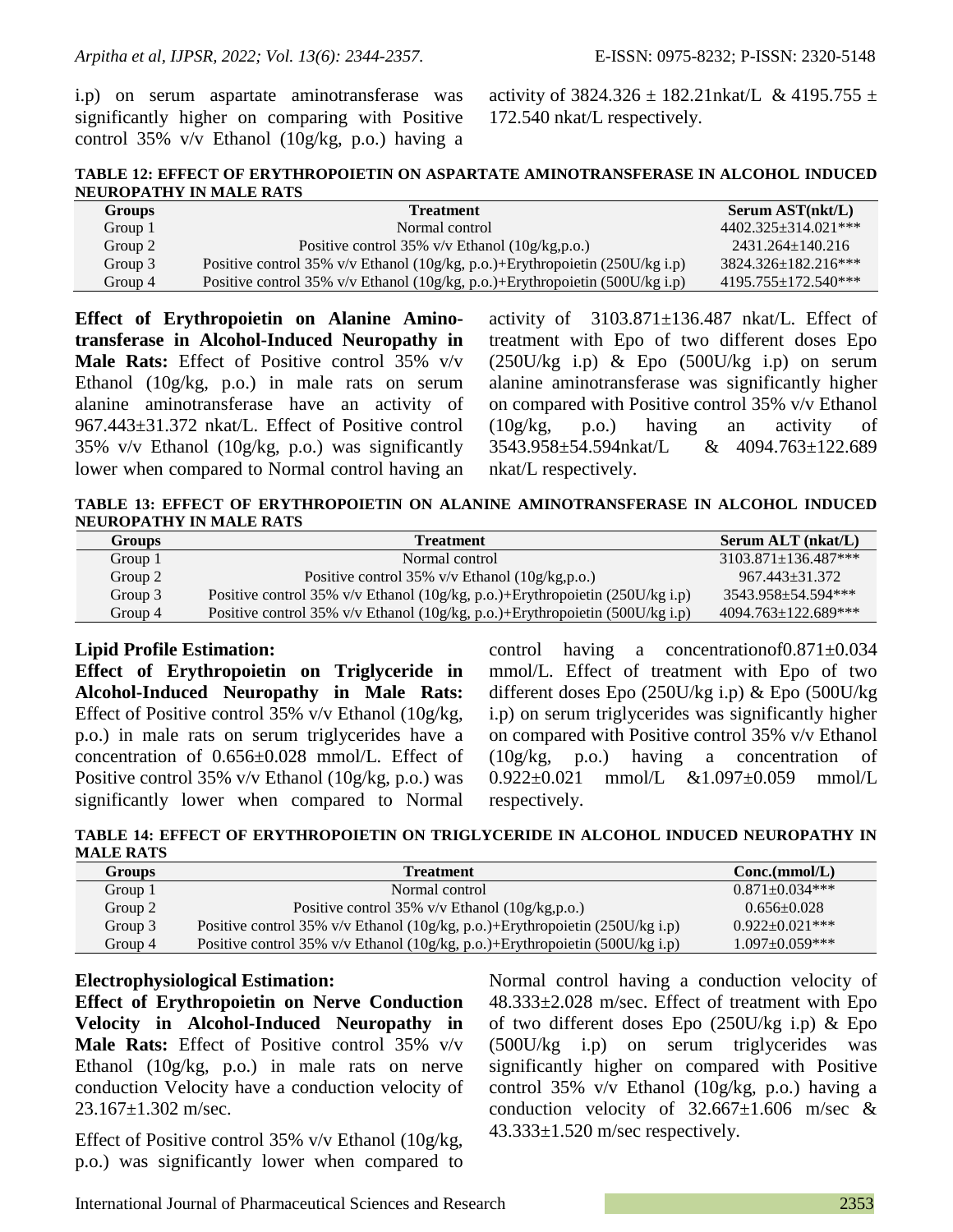i.p) on serum aspartate aminotransferase was significantly higher on comparing with Positive control 35% v/v Ethanol (10g/kg, p.o.) having a activity of 3824.326 ± 182.21nkat/L & 4195.755 ± 172.540 nkat/L respectively.

**TABLE 12: EFFECT OF ERYTHROPOIETIN ON ASPARTATE AMINOTRANSFERASE IN ALCOHOL INDUCED NEUROPATHY IN MALE RATS**

| Groups | Treatment | Serum AST(nkt/L) |
|---|---|---|
| Group 1 | Normal control | 4402.325±314.021*** |
| Group 2 | Positive control 35% v/v Ethanol (10g/kg,p.o.) | 2431.264±140.216 |
| Group 3 | Positive control 35% v/v Ethanol (10g/kg, p.o.)+Erythropoietin (250U/kg i.p) | 3824.326±182.216*** |
| Group 4 | Positive control 35% v/v Ethanol (10g/kg, p.o.)+Erythropoietin (500U/kg i.p) | 4195.755±172.540*** |

**Effect of Erythropoietin on Alanine Amino-transferase in Alcohol-Induced Neuropathy in Male Rats:** Effect of Positive control 35% v/v Ethanol (10g/kg, p.o.) in male rats on serum alanine aminotransferase have an activity of 967.443±31.372 nkat/L. Effect of Positive control 35% v/v Ethanol (10g/kg, p.o.) was significantly lower when compared to Normal control having an activity of 3103.871±136.487 nkat/L. Effect of treatment with Epo of two different doses Epo (250U/kg i.p) & Epo (500U/kg i.p) on serum alanine aminotransferase was significantly higher on compared with Positive control 35% v/v Ethanol (10g/kg, p.o.) having an activity of 3543.958±54.594nkat/L & 4094.763±122.689 nkat/L respectively.

**TABLE 13: EFFECT OF ERYTHROPOIETIN ON ALANINE AMINOTRANSFERASE IN ALCOHOL INDUCED NEUROPATHY IN MALE RATS**

| Groups | Treatment | Serum ALT (nkat/L) |
|---|---|---|
| Group 1 | Normal control | 3103.871±136.487*** |
| Group 2 | Positive control 35% v/v Ethanol (10g/kg,p.o.) | 967.443±31.372 |
| Group 3 | Positive control 35% v/v Ethanol (10g/kg, p.o.)+Erythropoietin (250U/kg i.p) | 3543.958±54.594*** |
| Group 4 | Positive control 35% v/v Ethanol (10g/kg, p.o.)+Erythropoietin (500U/kg i.p) | 4094.763±122.689*** |

**Lipid Profile Estimation:**

**Effect of Erythropoietin on Triglyceride in Alcohol-Induced Neuropathy in Male Rats:** Effect of Positive control 35% v/v Ethanol (10g/kg, p.o.) in male rats on serum triglycerides have a concentration of 0.656±0.028 mmol/L. Effect of Positive control 35% v/v Ethanol (10g/kg, p.o.) was significantly lower when compared to Normal control having a concentrationof0.871±0.034 mmol/L. Effect of treatment with Epo of two different doses Epo (250U/kg i.p) & Epo (500U/kg i.p) on serum triglycerides was significantly higher on compared with Positive control 35% v/v Ethanol (10g/kg, p.o.) having a concentration of 0.922±0.021 mmol/L &1.097±0.059 mmol/L respectively.

**TABLE 14: EFFECT OF ERYTHROPOIETIN ON TRIGLYCERIDE IN ALCOHOL INDUCED NEUROPATHY IN MALE RATS**

| Groups | Treatment | Conc.(mmol/L) |
|---|---|---|
| Group 1 | Normal control | 0.871±0.034*** |
| Group 2 | Positive control 35% v/v Ethanol (10g/kg,p.o.) | 0.656±0.028 |
| Group 3 | Positive control 35% v/v Ethanol (10g/kg, p.o.)+Erythropoietin (250U/kg i.p) | 0.922±0.021*** |
| Group 4 | Positive control 35% v/v Ethanol (10g/kg, p.o.)+Erythropoietin (500U/kg i.p) | 1.097±0.059*** |

**Electrophysiological Estimation:**

**Effect of Erythropoietin on Nerve Conduction Velocity in Alcohol-Induced Neuropathy in Male Rats:** Effect of Positive control 35% v/v Ethanol (10g/kg, p.o.) in male rats on nerve conduction Velocity have a conduction velocity of 23.167±1.302 m/sec.

Effect of Positive control 35% v/v Ethanol (10g/kg, p.o.) was significantly lower when compared to Normal control having a conduction velocity of 48.333±2.028 m/sec. Effect of treatment with Epo of two different doses Epo (250U/kg i.p) & Epo (500U/kg i.p) on serum triglycerides was significantly higher on compared with Positive control 35% v/v Ethanol (10g/kg, p.o.) having a conduction velocity of 32.667±1.606 m/sec & 43.333±1.520 m/sec respectively.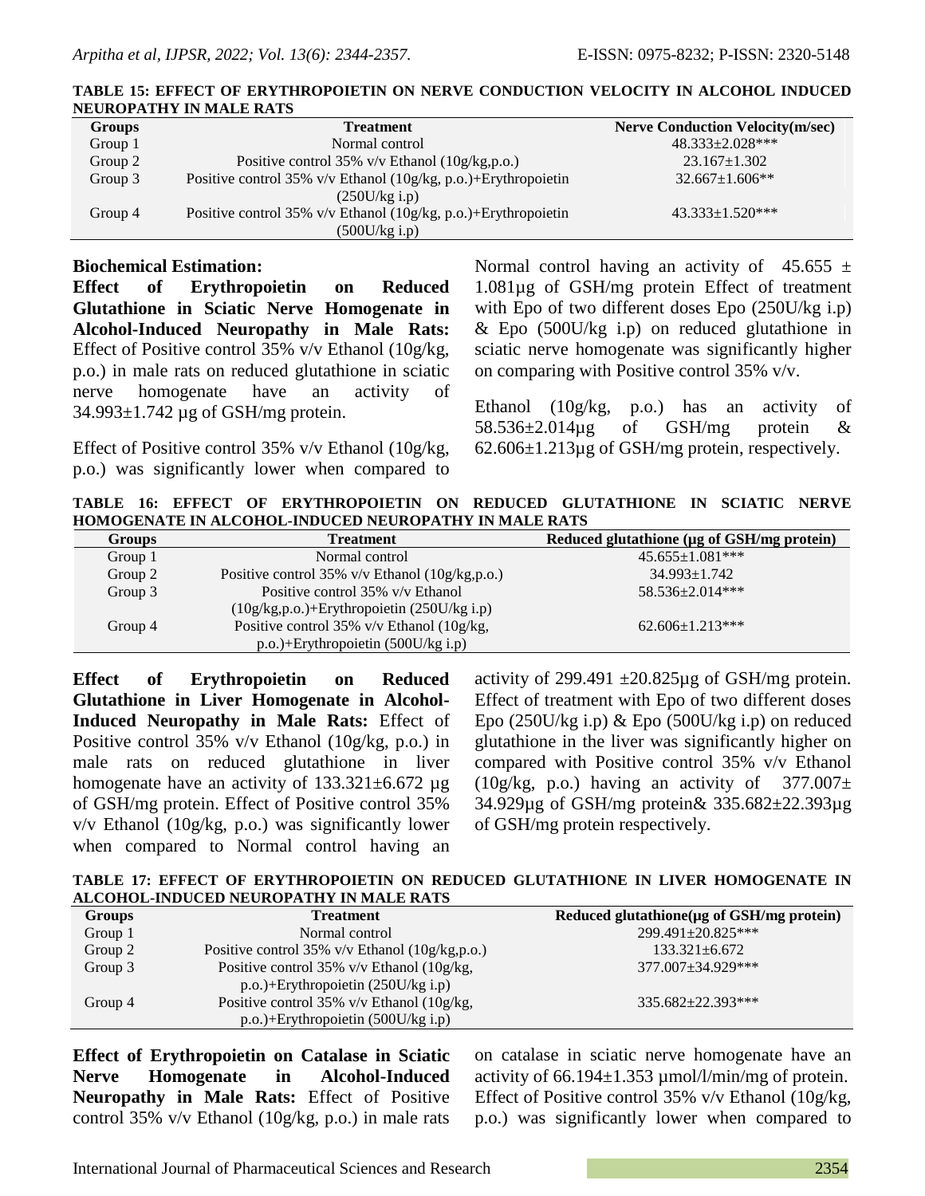**TABLE 15: EFFECT OF ERYTHROPOIETIN ON NERVE CONDUCTION VELOCITY IN ALCOHOL INDUCED NEUROPATHY IN MALE RATS**

| Groups | Treatment | Nerve Conduction Velocity(m/sec) |
|---|---|---|
| Group 1 | Normal control | 48.333±2.028*** |
| Group 2 | Positive control 35% v/v Ethanol (10g/kg,p.o.) | 23.167±1.302 |
| Group 3 | Positive control 35% v/v Ethanol (10g/kg, p.o.)+Erythropoietin (250U/kg i.p) | 32.667±1.606** |
| Group 4 | Positive control 35% v/v Ethanol (10g/kg, p.o.)+Erythropoietin (500U/kg i.p) | 43.333±1.520*** |

**Biochemical Estimation:**

**Effect of Erythropoietin on Reduced Glutathione in Sciatic Nerve Homogenate in Alcohol-Induced Neuropathy in Male Rats:** Effect of Positive control 35% v/v Ethanol (10g/kg, p.o.) in male rats on reduced glutathione in sciatic nerve homogenate have an activity of 34.993±1.742 µg of GSH/mg protein.

Effect of Positive control 35% v/v Ethanol (10g/kg, p.o.) was significantly lower when compared to Normal control having an activity of 45.655 ± 1.081µg of GSH/mg protein Effect of treatment with Epo of two different doses Epo (250U/kg i.p) & Epo (500U/kg i.p) on reduced glutathione in sciatic nerve homogenate was significantly higher on comparing with Positive control 35% v/v.

Ethanol (10g/kg, p.o.) has an activity of 58.536±2.014µg of GSH/mg protein & 62.606±1.213µg of GSH/mg protein, respectively.

**TABLE 16: EFFECT OF ERYTHROPOIETIN ON REDUCED GLUTATHIONE IN SCIATIC NERVE HOMOGENATE IN ALCOHOL-INDUCED NEUROPATHY IN MALE RATS**

| Groups | Treatment | Reduced glutathione (µg of GSH/mg protein) |
|---|---|---|
| Group 1 | Normal control | 45.655±1.081*** |
| Group 2 | Positive control 35% v/v Ethanol (10g/kg,p.o.) | 34.993±1.742 |
| Group 3 | Positive control 35% v/v Ethanol (10g/kg,p.o.)+Erythropoietin (250U/kg i.p) | 58.536±2.014*** |
| Group 4 | Positive control 35% v/v Ethanol (10g/kg, p.o.)+Erythropoietin (500U/kg i.p) | 62.606±1.213*** |

**Effect of Erythropoietin on Reduced Glutathione in Liver Homogenate in Alcohol-Induced Neuropathy in Male Rats:** Effect of Positive control 35% v/v Ethanol (10g/kg, p.o.) in male rats on reduced glutathione in liver homogenate have an activity of 133.321±6.672 µg of GSH/mg protein. Effect of Positive control 35% v/v Ethanol (10g/kg, p.o.) was significantly lower when compared to Normal control having an activity of 299.491 ±20.825µg of GSH/mg protein. Effect of treatment with Epo of two different doses Epo (250U/kg i.p) & Epo (500U/kg i.p) on reduced glutathione in the liver was significantly higher on compared with Positive control 35% v/v Ethanol (10g/kg, p.o.) having an activity of 377.007± 34.929µg of GSH/mg protein& 335.682±22.393µg of GSH/mg protein respectively.

**TABLE 17: EFFECT OF ERYTHROPOIETIN ON REDUCED GLUTATHIONE IN LIVER HOMOGENATE IN ALCOHOL-INDUCED NEUROPATHY IN MALE RATS**

| Groups | Treatment | Reduced glutathione(µg of GSH/mg protein) |
|---|---|---|
| Group 1 | Normal control | 299.491±20.825*** |
| Group 2 | Positive control 35% v/v Ethanol (10g/kg,p.o.) | 133.321±6.672 |
| Group 3 | Positive control 35% v/v Ethanol (10g/kg, p.o.)+Erythropoietin (250U/kg i.p) | 377.007±34.929*** |
| Group 4 | Positive control 35% v/v Ethanol (10g/kg, p.o.)+Erythropoietin (500U/kg i.p) | 335.682±22.393*** |

**Effect of Erythropoietin on Catalase in Sciatic Nerve Homogenate in Alcohol-Induced Neuropathy in Male Rats:** Effect of Positive control 35% v/v Ethanol (10g/kg, p.o.) in male rats on catalase in sciatic nerve homogenate have an activity of 66.194±1.353 µmol/l/min/mg of protein. Effect of Positive control 35% v/v Ethanol (10g/kg, p.o.) was significantly lower when compared to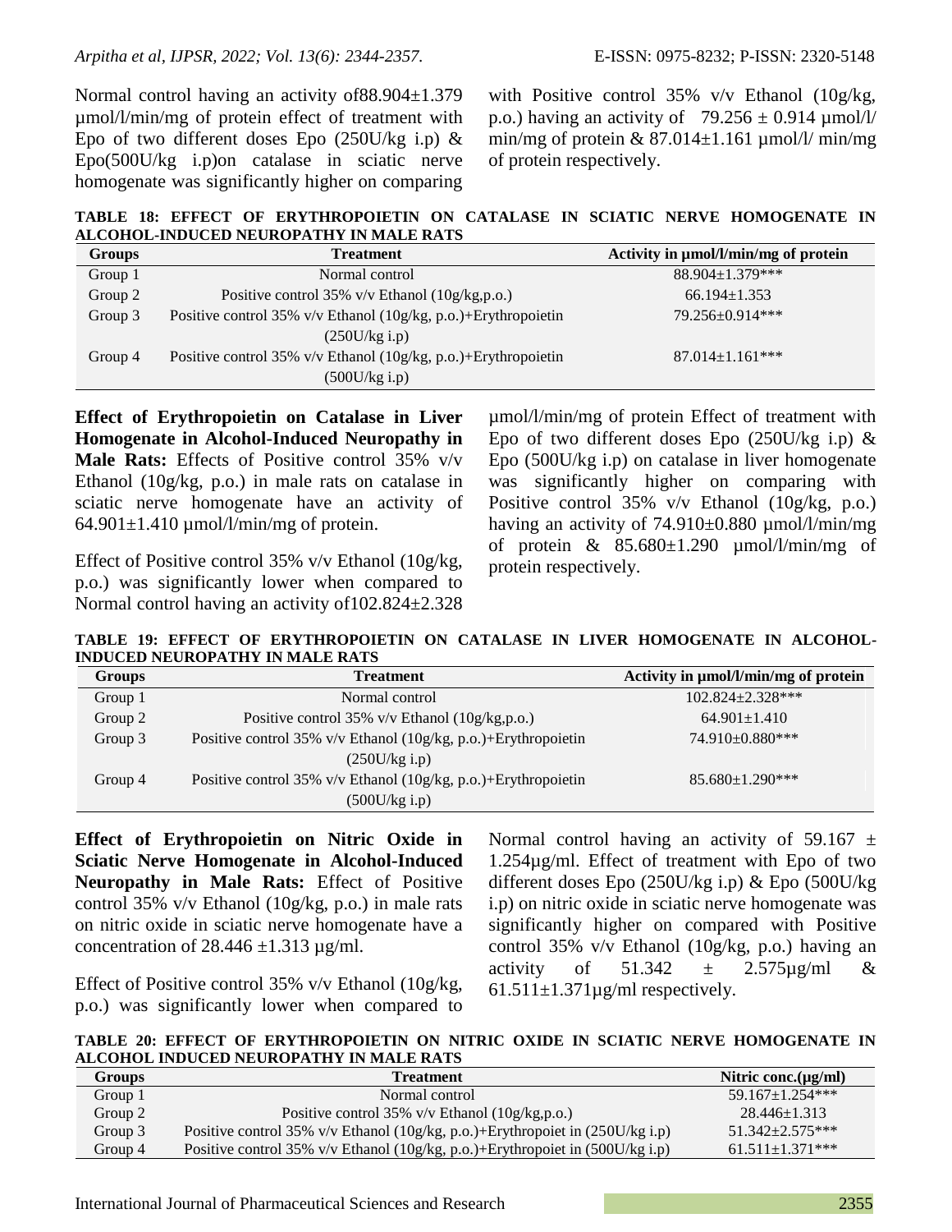Normal control having an activity of88.904±1.379 µmol/l/min/mg of protein effect of treatment with Epo of two different doses Epo (250U/kg i.p) & Epo(500U/kg i.p)on catalase in sciatic nerve homogenate was significantly higher on comparing with Positive control 35% v/v Ethanol (10g/kg, p.o.) having an activity of 79.256 ± 0.914 µmol/l/ min/mg of protein & 87.014±1.161 µmol/l/ min/mg of protein respectively.

**TABLE 18: EFFECT OF ERYTHROPOIETIN ON CATALASE IN SCIATIC NERVE HOMOGENATE IN ALCOHOL-INDUCED NEUROPATHY IN MALE RATS**

| Groups | Treatment | Activity in µmol/l/min/mg of protein |
|---|---|---|
| Group 1 | Normal control | 88.904±1.379*** |
| Group 2 | Positive control 35% v/v Ethanol (10g/kg,p.o.) | 66.194±1.353 |
| Group 3 | Positive control 35% v/v Ethanol (10g/kg, p.o.)+Erythropoietin (250U/kg i.p) | 79.256±0.914*** |
| Group 4 | Positive control 35% v/v Ethanol (10g/kg, p.o.)+Erythropoietin (500U/kg i.p) | 87.014±1.161*** |

**Effect of Erythropoietin on Catalase in Liver Homogenate in Alcohol-Induced Neuropathy in Male Rats:** Effects of Positive control 35% v/v Ethanol (10g/kg, p.o.) in male rats on catalase in sciatic nerve homogenate have an activity of 64.901±1.410 µmol/l/min/mg of protein.

Effect of Positive control 35% v/v Ethanol (10g/kg, p.o.) was significantly lower when compared to Normal control having an activity of102.824±2.328 µmol/l/min/mg of protein Effect of treatment with Epo of two different doses Epo (250U/kg i.p) & Epo (500U/kg i.p) on catalase in liver homogenate was significantly higher on comparing with Positive control 35% v/v Ethanol (10g/kg, p.o.) having an activity of 74.910±0.880 µmol/l/min/mg of protein & 85.680±1.290 µmol/l/min/mg of protein respectively.

**TABLE 19: EFFECT OF ERYTHROPOIETIN ON CATALASE IN LIVER HOMOGENATE IN ALCOHOL-INDUCED NEUROPATHY IN MALE RATS**

| Groups | Treatment | Activity in µmol/l/min/mg of protein |
|---|---|---|
| Group 1 | Normal control | 102.824±2.328*** |
| Group 2 | Positive control 35% v/v Ethanol (10g/kg,p.o.) | 64.901±1.410 |
| Group 3 | Positive control 35% v/v Ethanol (10g/kg, p.o.)+Erythropoietin (250U/kg i.p) | 74.910±0.880*** |
| Group 4 | Positive control 35% v/v Ethanol (10g/kg, p.o.)+Erythropoietin (500U/kg i.p) | 85.680±1.290*** |

**Effect of Erythropoietin on Nitric Oxide in Sciatic Nerve Homogenate in Alcohol-Induced Neuropathy in Male Rats:** Effect of Positive control 35% v/v Ethanol (10g/kg, p.o.) in male rats on nitric oxide in sciatic nerve homogenate have a concentration of 28.446 ±1.313 µg/ml.

Effect of Positive control 35% v/v Ethanol (10g/kg, p.o.) was significantly lower when compared to Normal control having an activity of 59.167 ± 1.254µg/ml. Effect of treatment with Epo of two different doses Epo (250U/kg i.p) & Epo (500U/kg i.p) on nitric oxide in sciatic nerve homogenate was significantly higher on compared with Positive control 35% v/v Ethanol (10g/kg, p.o.) having an activity of 51.342 ± 2.575µg/ml & 61.511±1.371µg/ml respectively.

**TABLE 20: EFFECT OF ERYTHROPOIETIN ON NITRIC OXIDE IN SCIATIC NERVE HOMOGENATE IN ALCOHOL INDUCED NEUROPATHY IN MALE RATS**

| Groups | Treatment | Nitric conc.(µg/ml) |
|---|---|---|
| Group 1 | Normal control | 59.167±1.254*** |
| Group 2 | Positive control 35% v/v Ethanol (10g/kg,p.o.) | 28.446±1.313 |
| Group 3 | Positive control 35% v/v Ethanol (10g/kg, p.o.)+Erythropoiet in (250U/kg i.p) | 51.342±2.575*** |
| Group 4 | Positive control 35% v/v Ethanol (10g/kg, p.o.)+Erythropoiet in (500U/kg i.p) | 61.511±1.371*** |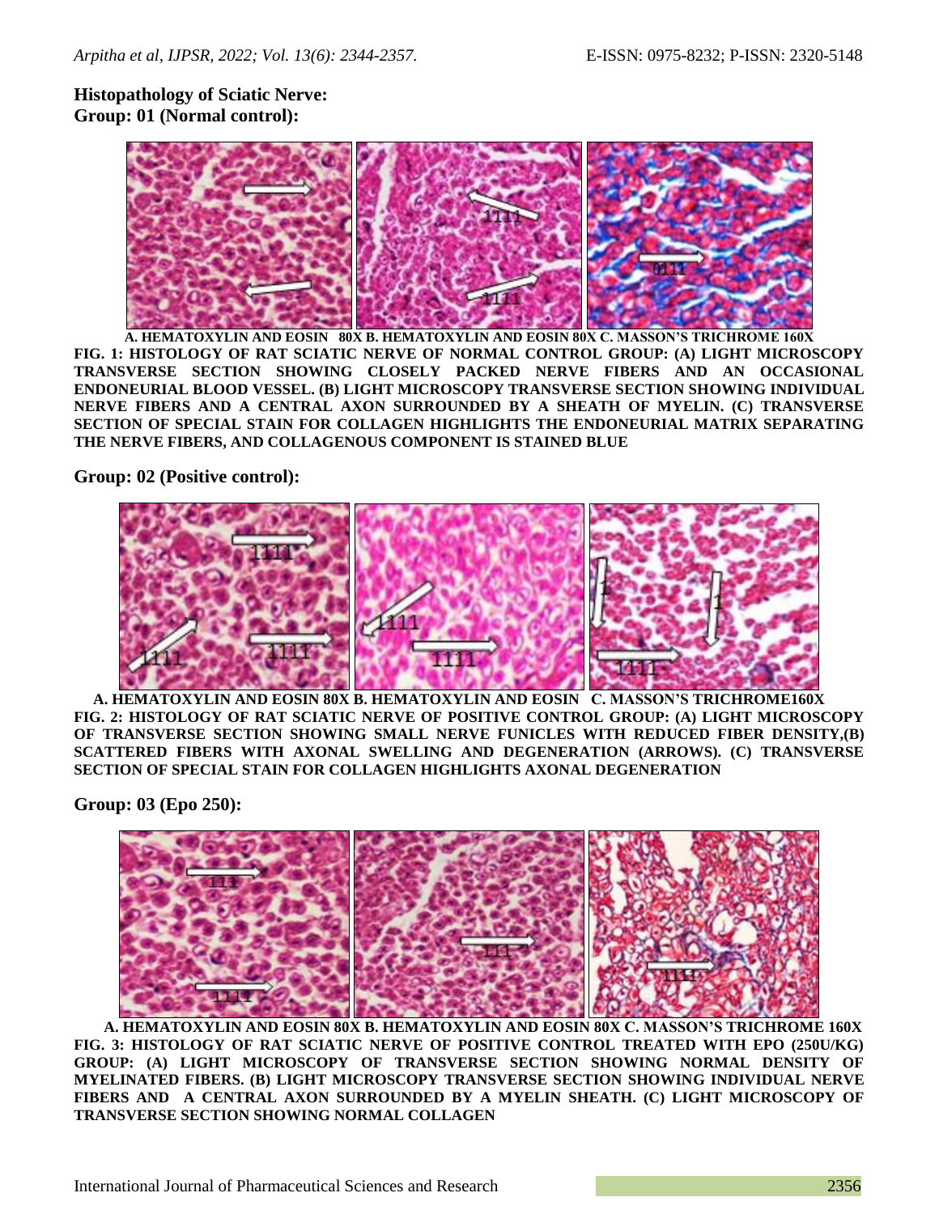**Histopathology of Sciatic Nerve:**

**Group: 01 (Normal control):**

A. HEMATOXYLIN AND EOSIN 80X B. HEMATOXYLIN AND EOSIN 80X C. MASSON'S TRICHROME 160X

**FIG. 1: HISTOLOGY OF RAT SCIATIC NERVE OF NORMAL CONTROL GROUP: (A) LIGHT MICROSCOPY TRANSVERSE SECTION SHOWING CLOSELY PACKED NERVE FIBERS AND AN OCCASIONAL ENDONEURIAL BLOOD VESSEL. (B) LIGHT MICROSCOPY TRANSVERSE SECTION SHOWING INDIVIDUAL NERVE FIBERS AND A CENTRAL AXON SURROUNDED BY A SHEATH OF MYELIN. (C) TRANSVERSE SECTION OF SPECIAL STAIN FOR COLLAGEN HIGHLIGHTS THE ENDONEURIAL MATRIX SEPARATING THE NERVE FIBERS, AND COLLAGENOUS COMPONENT IS STAINED BLUE**

**Group: 02 (Positive control):**

A. HEMATOXYLIN AND EOSIN 80X B. HEMATOXYLIN AND EOSIN C. MASSON'S TRICHROME160X

**FIG. 2: HISTOLOGY OF RAT SCIATIC NERVE OF POSITIVE CONTROL GROUP: (A) LIGHT MICROSCOPY OF TRANSVERSE SECTION SHOWING SMALL NERVE FUNICLES WITH REDUCED FIBER DENSITY,(B) SCATTERED FIBERS WITH AXONAL SWELLING AND DEGENERATION (ARROWS). (C) TRANSVERSE SECTION OF SPECIAL STAIN FOR COLLAGEN HIGHLIGHTS AXONAL DEGENERATION**

**Group: 03 (Epo 250):**

A. HEMATOXYLIN AND EOSIN 80X B. HEMATOXYLIN AND EOSIN 80X C. MASSON'S TRICHROME 160X

**FIG. 3: HISTOLOGY OF RAT SCIATIC NERVE OF POSITIVE CONTROL TREATED WITH EPO (250U/KG) GROUP: (A) LIGHT MICROSCOPY OF TRANSVERSE SECTION SHOWING NORMAL DENSITY OF MYELINATED FIBERS. (B) LIGHT MICROSCOPY TRANSVERSE SECTION SHOWING INDIVIDUAL NERVE FIBERS AND A CENTRAL AXON SURROUNDED BY A MYELIN SHEATH. (C) LIGHT MICROSCOPY OF TRANSVERSE SECTION SHOWING NORMAL COLLAGEN**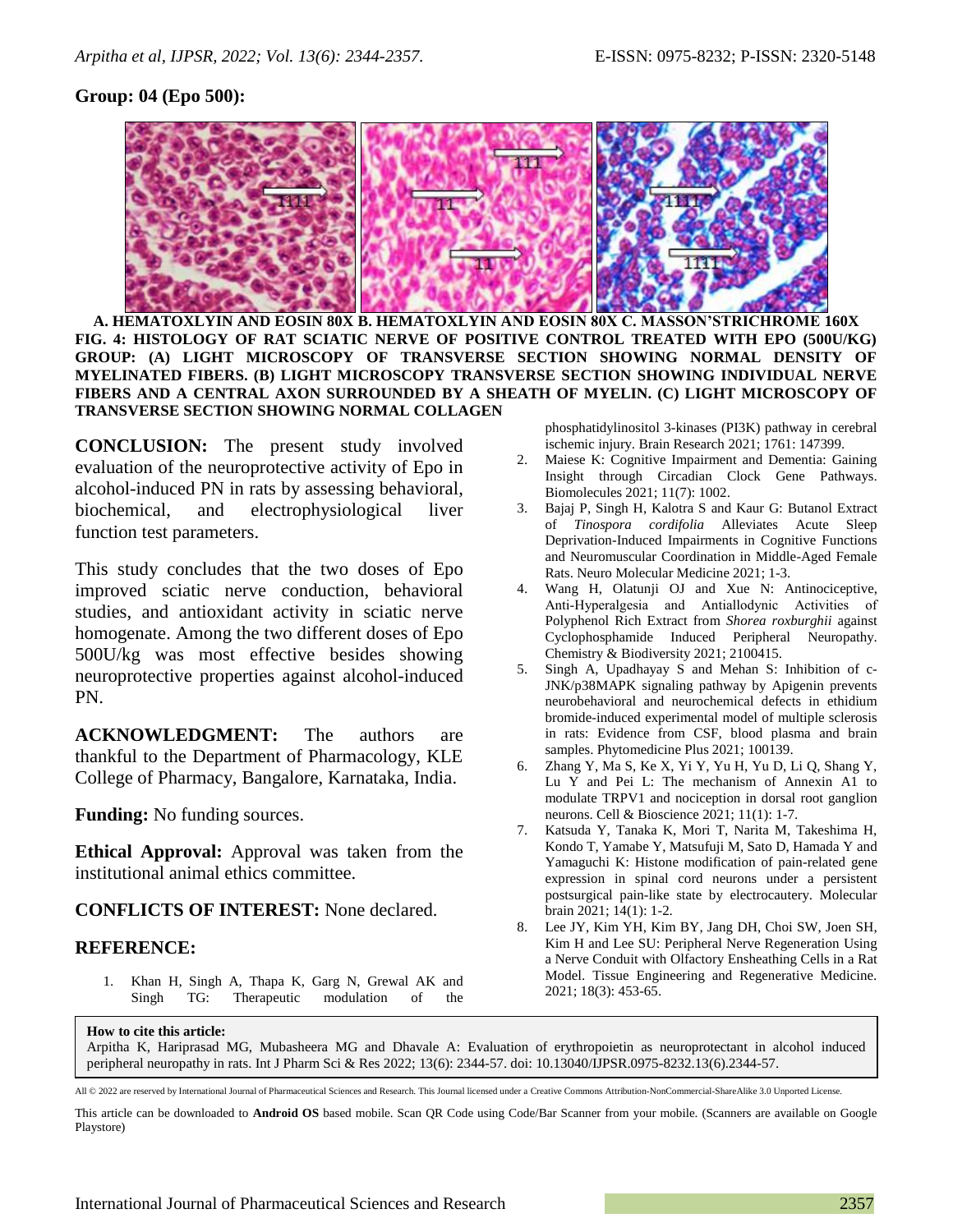**Group: 04 (Epo 500):**

A. HEMATOXLYIN AND EOSIN 80X B. HEMATOXLYIN AND EOSIN 80X C. MASSON'STRICHROME 160X

**FIG. 4: HISTOLOGY OF RAT SCIATIC NERVE OF POSITIVE CONTROL TREATED WITH EPO (500U/KG) GROUP: (A) LIGHT MICROSCOPY OF TRANSVERSE SECTION SHOWING NORMAL DENSITY OF MYELINATED FIBERS. (B) LIGHT MICROSCOPY TRANSVERSE SECTION SHOWING INDIVIDUAL NERVE FIBERS AND A CENTRAL AXON SURROUNDED BY A SHEATH OF MYELIN. (C) LIGHT MICROSCOPY OF TRANSVERSE SECTION SHOWING NORMAL COLLAGEN**

**CONCLUSION:** The present study involved evaluation of the neuroprotective activity of Epo in alcohol-induced PN in rats by assessing behavioral, biochemical, and electrophysiological liver function test parameters.

This study concludes that the two doses of Epo improved sciatic nerve conduction, behavioral studies, and antioxidant activity in sciatic nerve homogenate. Among the two different doses of Epo 500U/kg was most effective besides showing neuroprotective properties against alcohol-induced PN.

**ACKNOWLEDGMENT:** The authors are thankful to the Department of Pharmacology, KLE College of Pharmacy, Bangalore, Karnataka, India.

**Funding:** No funding sources.

**Ethical Approval:** Approval was taken from the institutional animal ethics committee.

**CONFLICTS OF INTEREST:** None declared.

## REFERENCE:

1. Khan H, Singh A, Thapa K, Garg N, Grewal AK and Singh TG: Therapeutic modulation of the phosphatidylinositol 3-kinases (PI3K) pathway in cerebral ischemic injury. Brain Research 2021; 1761: 147399.
2. Maiese K: Cognitive Impairment and Dementia: Gaining Insight through Circadian Clock Gene Pathways. Biomolecules 2021; 11(7): 1002.
3. Bajaj P, Singh H, Kalotra S and Kaur G: Butanol Extract of *Tinospora cordifolia* Alleviates Acute Sleep Deprivation-Induced Impairments in Cognitive Functions and Neuromuscular Coordination in Middle-Aged Female Rats. Neuro Molecular Medicine 2021; 1-3.
4. Wang H, Olatunji OJ and Xue N: Antinociceptive, Anti-Hyperalgesia and Antiallodynic Activities of Polyphenol Rich Extract from *Shorea roxburghii* against Cyclophosphamide Induced Peripheral Neuropathy. Chemistry & Biodiversity 2021; 2100415.
5. Singh A, Upadhayay S and Mehan S: Inhibition of c-JNK/p38MAPK signaling pathway by Apigenin prevents neurobehavioral and neurochemical defects in ethidium bromide-induced experimental model of multiple sclerosis in rats: Evidence from CSF, blood plasma and brain samples. Phytomedicine Plus 2021; 100139.
6. Zhang Y, Ma S, Ke X, Yi Y, Yu H, Yu D, Li Q, Shang Y, Lu Y and Pei L: The mechanism of Annexin A1 to modulate TRPV1 and nociception in dorsal root ganglion neurons. Cell & Bioscience 2021; 11(1): 1-7.
7. Katsuda Y, Tanaka K, Mori T, Narita M, Takeshima H, Kondo T, Yamabe Y, Matsufuji M, Sato D, Hamada Y and Yamaguchi K: Histone modification of pain-related gene expression in spinal cord neurons under a persistent postsurgical pain-like state by electrocautery. Molecular brain 2021; 14(1): 1-2.
8. Lee JY, Kim YH, Kim BY, Jang DH, Choi SW, Joen SH, Kim H and Lee SU: Peripheral Nerve Regeneration Using a Nerve Conduit with Olfactory Ensheathing Cells in a Rat Model. Tissue Engineering and Regenerative Medicine. 2021; 18(3): 453-65.

**How to cite this article:**
Arpitha K, Hariprasad MG, Mubasheera MG and Dhavale A: Evaluation of erythropoietin as neuroprotectant in alcohol induced peripheral neuropathy in rats. Int J Pharm Sci & Res 2022; 13(6): 2344-57. doi: 10.13040/IJPSR.0975-8232.13(6).2344-57.

All © 2022 are reserved by International Journal of Pharmaceutical Sciences and Research. This Journal licensed under a Creative Commons Attribution-NonCommercial-ShareAlike 3.0 Unported License.

This article can be downloaded to **Android OS** based mobile. Scan QR Code using Code/Bar Scanner from your mobile. (Scanners are available on Google Playstore)